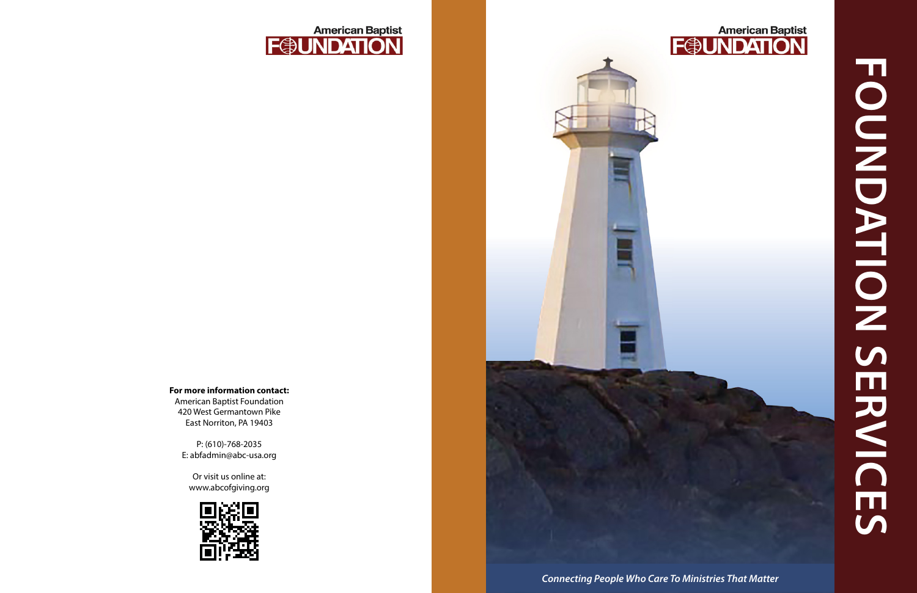American Baptist FOUNDATION

**For more information contact:**
American Baptist Foundation
420 West Germantown Pike
East Norriton, PA 19403

P: (610)-768-2035
E: abfadmin@abc-usa.org

Or visit us online at:
www.abcofgiving.org

American Baptist FOUNDATION

# FOUNDATION SERVICES

***Connecting People Who Care To Ministries That Matter***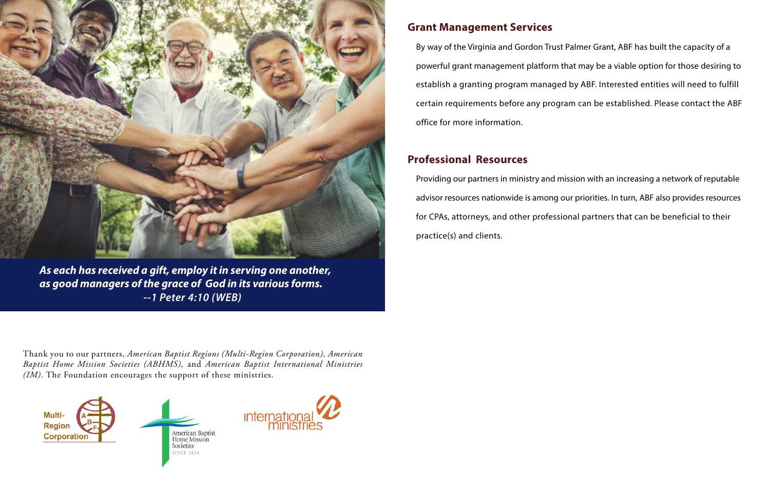***As each has received a gift, employ it in serving one another, as good managers of the grace of God in its various forms.***
***--1 Peter 4:10 (WEB)***

Thank you to our partners, *American Baptist Regions (Multi-Region Corporation), American Baptist Home Mission Societies (ABHMS),* and *American Baptist International Ministries (IM)*. The Foundation encourages the support of these ministries.

Multi-Region Corporation

American Baptist Home Mission Societies SINCE 1824

international ministries

## Grant Management Services

By way of the Virginia and Gordon Trust Palmer Grant, ABF has built the capacity of a powerful grant management platform that may be a viable option for those desiring to establish a granting program managed by ABF. Interested entities will need to fulfill certain requirements before any program can be established. Please contact the ABF office for more information.

## Professional Resources

Providing our partners in ministry and mission with an increasing a network of reputable advisor resources nationwide is among our priorities. In turn, ABF also provides resources for CPAs, attorneys, and other professional partners that can be beneficial to their practice(s) and clients.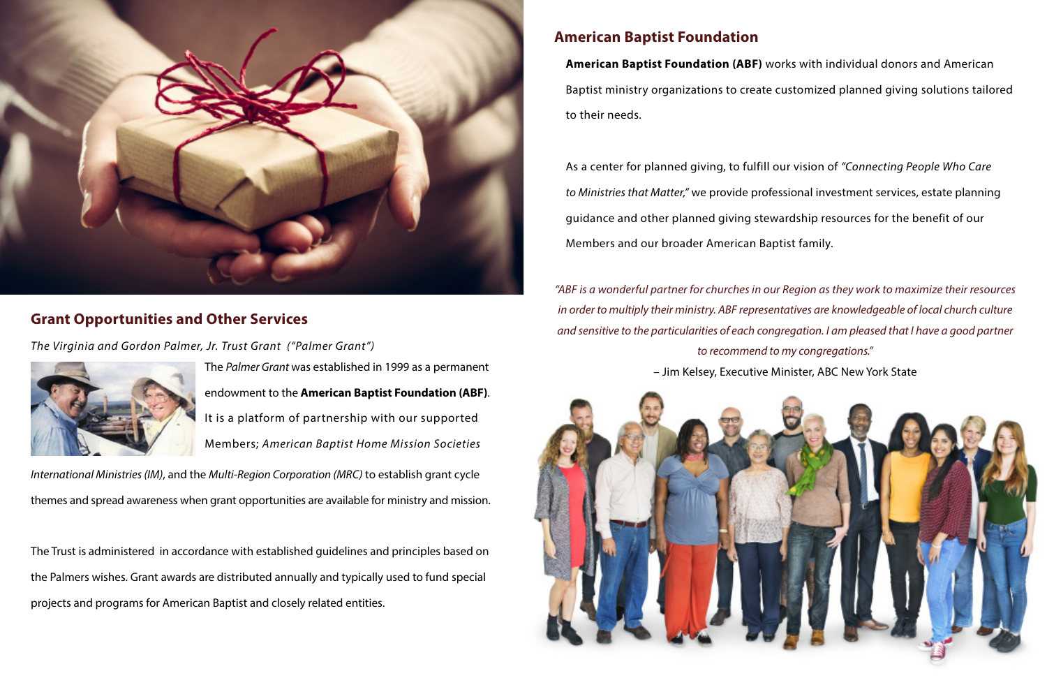## Grant Opportunities and Other Services

*The Virginia and Gordon Palmer, Jr. Trust Grant (“Palmer Grant”)*

The *Palmer Grant* was established in 1999 as a permanent endowment to the **American Baptist Foundation (ABF)**. It is a platform of partnership with our supported Members; *American Baptist Home Mission Societies International Ministries (IM)*, and the *Multi-Region Corporation (MRC)* to establish grant cycle themes and spread awareness when grant opportunities are available for ministry and mission.

The Trust is administered in accordance with established guidelines and principles based on the Palmers wishes. Grant awards are distributed annually and typically used to fund special projects and programs for American Baptist and closely related entities.

## American Baptist Foundation

**American Baptist Foundation (ABF)** works with individual donors and American Baptist ministry organizations to create customized planned giving solutions tailored to their needs.

As a center for planned giving, to fulfill our vision of *“Connecting People Who Care to Ministries that Matter,”* we provide professional investment services, estate planning guidance and other planned giving stewardship resources for the benefit of our Members and our broader American Baptist family.

*“ABF is a wonderful partner for churches in our Region as they work to maximize their resources in order to multiply their ministry. ABF representatives are knowledgeable of local church culture and sensitive to the particularities of each congregation. I am pleased that I have a good partner to recommend to my congregations.”*

– Jim Kelsey, Executive Minister, ABC New York State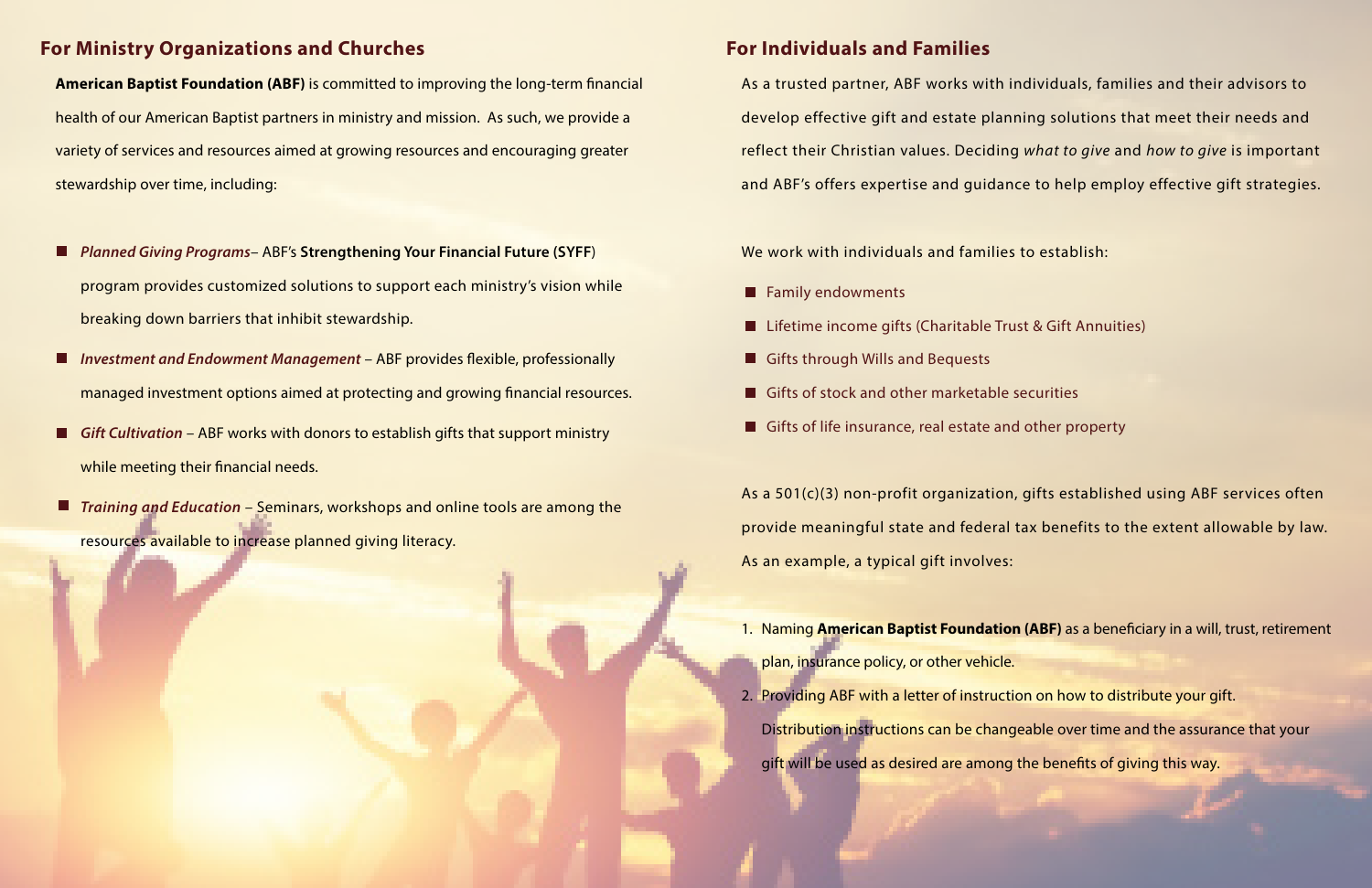## For Ministry Organizations and Churches

**American Baptist Foundation (ABF)** is committed to improving the long-term financial health of our American Baptist partners in ministry and mission. As such, we provide a variety of services and resources aimed at growing resources and encouraging greater stewardship over time, including:

- ***Planned Giving Programs***– ABF's **Strengthening Your Financial Future (SYFF)** program provides customized solutions to support each ministry's vision while breaking down barriers that inhibit stewardship.
- ***Investment and Endowment Management*** – ABF provides flexible, professionally managed investment options aimed at protecting and growing financial resources.
- ***Gift Cultivation*** – ABF works with donors to establish gifts that support ministry while meeting their financial needs.
- ***Training and Education*** – Seminars, workshops and online tools are among the resources available to increase planned giving literacy.

## For Individuals and Families

As a trusted partner, ABF works with individuals, families and their advisors to develop effective gift and estate planning solutions that meet their needs and reflect their Christian values. Deciding *what to give* and *how to give* is important and ABF's offers expertise and guidance to help employ effective gift strategies.

We work with individuals and families to establish:

- Family endowments
- Lifetime income gifts (Charitable Trust & Gift Annuities)
- Gifts through Wills and Bequests
- Gifts of stock and other marketable securities
- Gifts of life insurance, real estate and other property

As a 501(c)(3) non-profit organization, gifts established using ABF services often provide meaningful state and federal tax benefits to the extent allowable by law. As an example, a typical gift involves:

1. Naming **American Baptist Foundation (ABF)** as a beneficiary in a will, trust, retirement plan, insurance policy, or other vehicle.
2. Providing ABF with a letter of instruction on how to distribute your gift. Distribution instructions can be changeable over time and the assurance that your gift will be used as desired are among the benefits of giving this way.